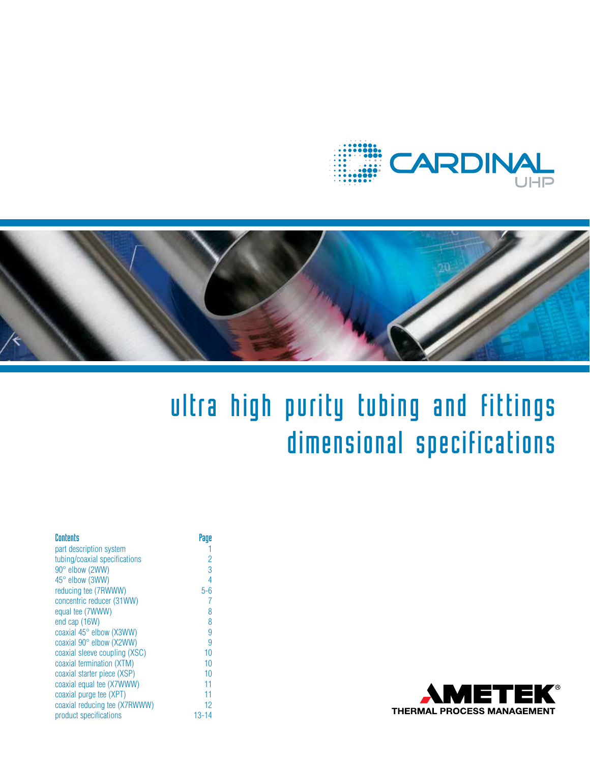CARDINAL UHP

# ultra high purity tubing and fittings dimensional specifications

| Contents | Page |
|---|---|
| part description system | 1 |
| tubing/coaxial specifications | 2 |
| 90° elbow (2WW) | 3 |
| 45° elbow (3WW) | 4 |
| reducing tee (7RWWW) | 5-6 |
| concentric reducer (31WW) | 7 |
| equal tee (7WWW) | 8 |
| end cap (16W) | 8 |
| coaxial 45° elbow (X3WW) | 9 |
| coaxial 90° elbow (X2WW) | 9 |
| coaxial sleeve coupling (XSC) | 10 |
| coaxial termination (XTM) | 10 |
| coaxial starter piece (XSP) | 10 |
| coaxial equal tee (X7WWW) | 11 |
| coaxial purge tee (XPT) | 11 |
| coaxial reducing tee (X7RWWW) | 12 |
| product specifications | 13-14 |

AMETEK®
THERMAL PROCESS MANAGEMENT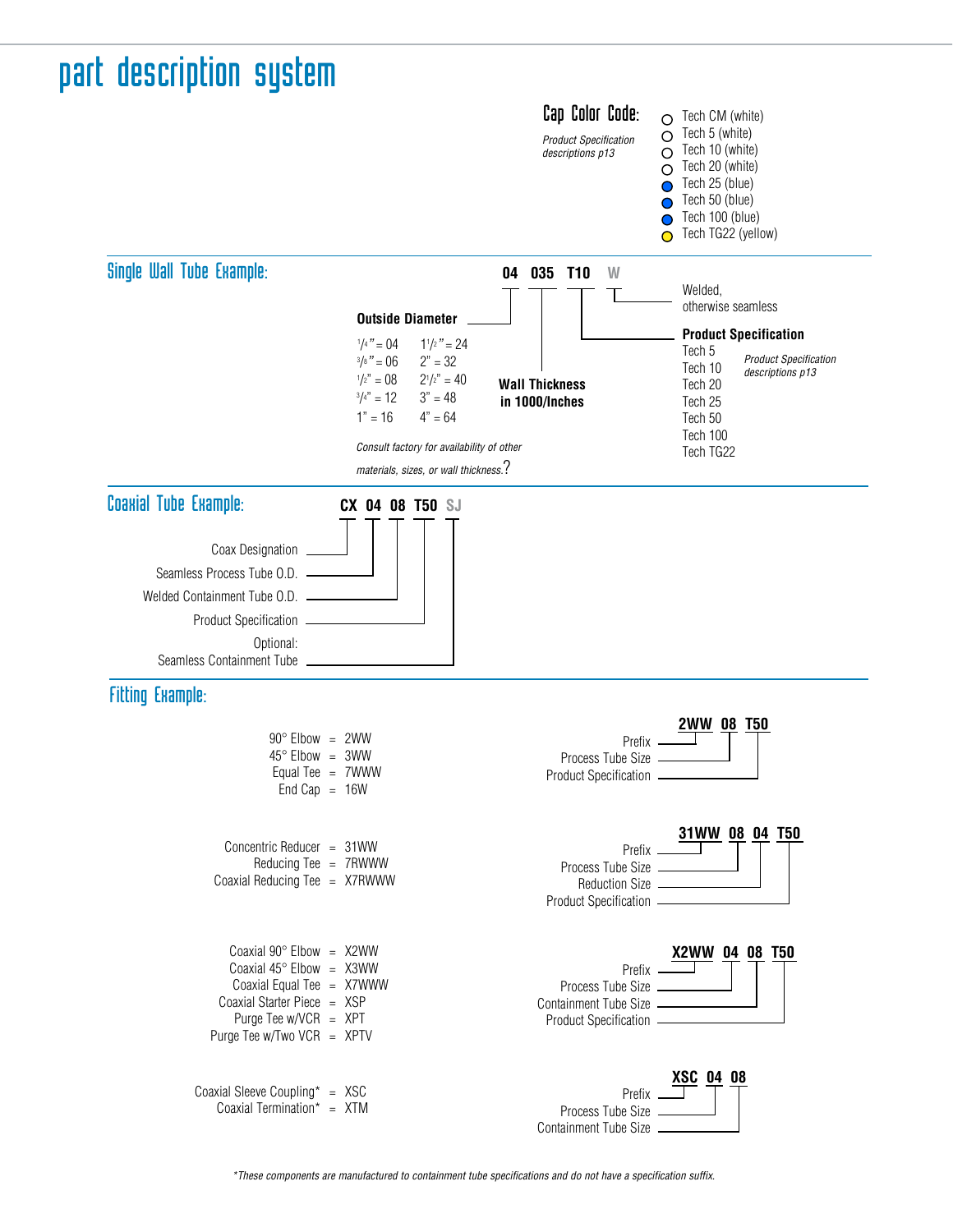# part description system

## Cap Color Code:

*Product Specification descriptions p13*

- Tech CM (white)
- Tech 5 (white)
- Tech 10 (white)
- Tech 20 (white)
- Tech 25 (blue)
- Tech 50 (blue)
- Tech 100 (blue)
- Tech TG22 (yellow)

## Single Wall Tube Example:

**04 035 T10 W**

- **04** — **Outside Diameter**
- **035** — **Wall Thickness in 1000/Inches**
- **T10** — **Product Specification**
- **W** — Welded, otherwise seamless

**Outside Diameter**

| | |
|---|---|
| 1/4" = 04 | 1 1/2" = 24 |
| 3/8" = 06 | 2" = 32 |
| 1/2" = 08 | 2 1/2" = 40 |
| 3/4" = 12 | 3" = 48 |
| 1" = 16 | 4" = 64 |

*Consult factory for availability of other materials, sizes, or wall thickness.*?

**Product Specification**

Tech 5
Tech 10
Tech 20
Tech 25
Tech 50
Tech 100
Tech TG22

*Product Specification descriptions p13*

## Coaxial Tube Example:

**CX 04 08 T50 SJ**

- **CX** — Coax Designation
- **04** — Seamless Process Tube O.D.
- **08** — Welded Containment Tube O.D.
- **T50** — Product Specification
- **SJ** — Optional: Seamless Containment Tube

## Fitting Example:

90° Elbow = 2WW
45° Elbow = 3WW
Equal Tee = 7WWW
End Cap = 16W

**2WW 08 T50**

- **2WW** — Prefix
- **08** — Process Tube Size
- **T50** — Product Specification

Concentric Reducer = 31WW
Reducing Tee = 7RWWW
Coaxial Reducing Tee = X7RWWW

**31WW 08 04 T50**

- **31WW** — Prefix
- **08** — Process Tube Size
- **04** — Reduction Size
- **T50** — Product Specification

Coaxial 90° Elbow = X2WW
Coaxial 45° Elbow = X3WW
Coaxial Equal Tee = X7WWW
Coaxial Starter Piece = XSP
Purge Tee w/VCR = XPT
Purge Tee w/Two VCR = XPTV

**X2WW 04 08 T50**

- **X2WW** — Prefix
- **04** — Process Tube Size
- **08** — Containment Tube Size
- **T50** — Product Specification

Coaxial Sleeve Coupling* = XSC
Coaxial Termination* = XTM

**XSC 04 08**

- **XSC** — Prefix
- **04** — Process Tube Size
- **08** — Containment Tube Size

*\*These components are manufactured to containment tube specifications and do not have a specification suffix.*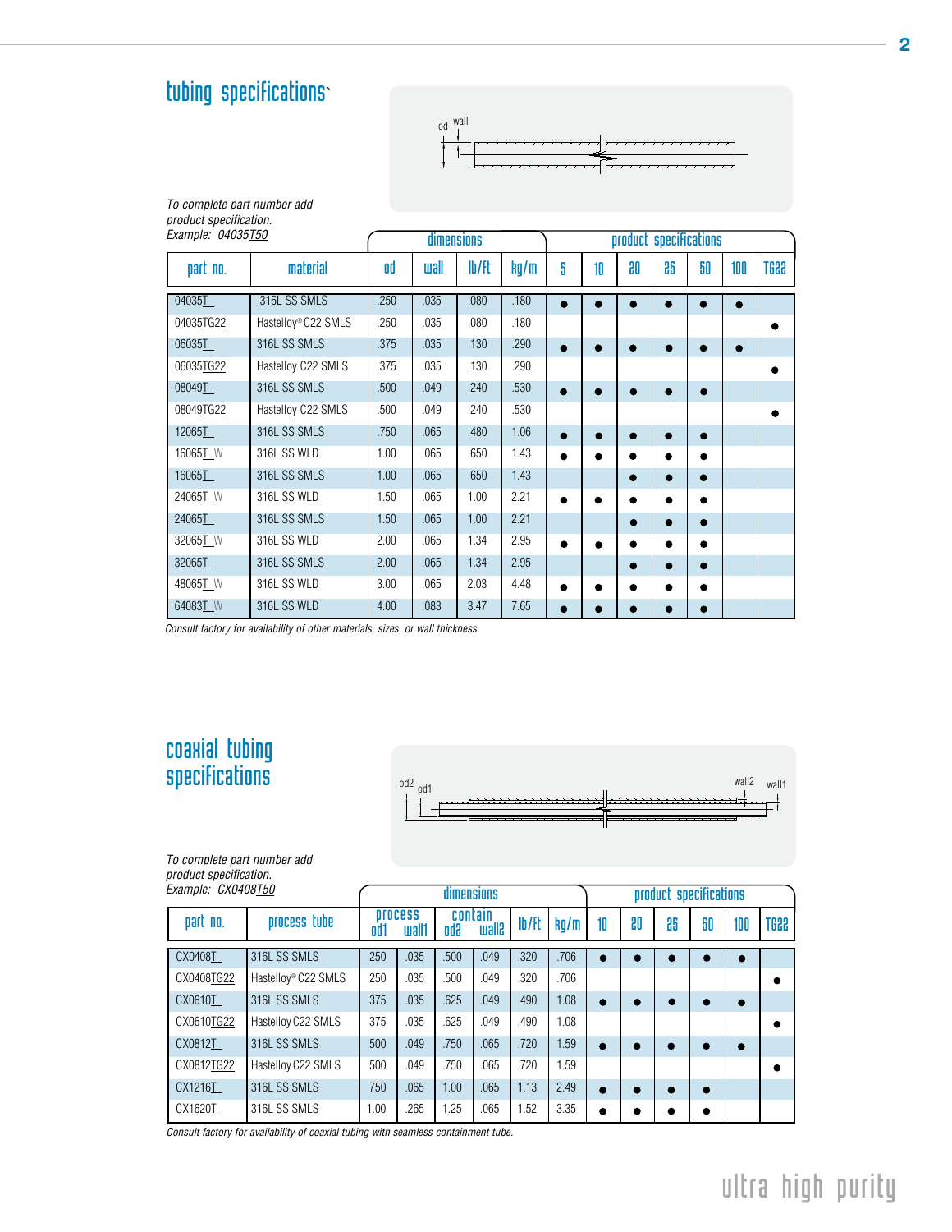## tubing specifications

*To complete part number add product specification.*
*Example: 04035T50*

| part no. | material | dimensions | | | | product specifications | | | | | | |
|---|---|---|---|---|---|---|---|---|---|---|---|---|
| | | od | wall | lb/ft | kg/m | 5 | 10 | 20 | 25 | 50 | 100 | TG22 |
| 04035T_ | 316L SS SMLS | .250 | .035 | .080 | .180 | ● | ● | ● | ● | ● | ● | |
| 04035TG22 | Hastelloy® C22 SMLS | .250 | .035 | .080 | .180 | | | | | | | ● |
| 06035T_ | 316L SS SMLS | .375 | .035 | .130 | .290 | ● | ● | ● | ● | ● | ● | |
| 06035TG22 | Hastelloy C22 SMLS | .375 | .035 | .130 | .290 | | | | | | | ● |
| 08049T_ | 316L SS SMLS | .500 | .049 | .240 | .530 | ● | ● | ● | ● | ● | | |
| 08049TG22 | Hastelloy C22 SMLS | .500 | .049 | .240 | .530 | | | | | | | ● |
| 12065T_ | 316L SS SMLS | .750 | .065 | .480 | 1.06 | ● | ● | ● | ● | ● | | |
| 16065T_W | 316L SS WLD | 1.00 | .065 | .650 | 1.43 | ● | ● | ● | ● | ● | | |
| 16065T_ | 316L SS SMLS | 1.00 | .065 | .650 | 1.43 | | | ● | ● | ● | | |
| 24065T_W | 316L SS WLD | 1.50 | .065 | 1.00 | 2.21 | ● | ● | ● | ● | ● | | |
| 24065T_ | 316L SS SMLS | 1.50 | .065 | 1.00 | 2.21 | | | ● | ● | ● | | |
| 32065T_W | 316L SS WLD | 2.00 | .065 | 1.34 | 2.95 | ● | ● | ● | ● | ● | | |
| 32065T_ | 316L SS SMLS | 2.00 | .065 | 1.34 | 2.95 | | | ● | ● | ● | | |
| 48065T_W | 316L SS WLD | 3.00 | .065 | 2.03 | 4.48 | ● | ● | ● | ● | ● | | |
| 64083T_W | 316L SS WLD | 4.00 | .083 | 3.47 | 7.65 | ● | ● | ● | ● | ● | | |

*Consult factory for availability of other materials, sizes, or wall thickness.*

## coaxial tubing specifications

*To complete part number add product specification.*
*Example: CX0408T50*

| part no. | process tube | dimensions | | | | | | product specifications | | | | | |
|---|---|---|---|---|---|---|---|---|---|---|---|---|---|
| | | process od1 | process wall1 | contain od2 | contain wall2 | lb/ft | kg/m | 10 | 20 | 25 | 50 | 100 | TG22 |
| CX0408T_ | 316L SS SMLS | .250 | .035 | .500 | .049 | .320 | .706 | ● | ● | ● | ● | ● | |
| CX0408TG22 | Hastelloy® C22 SMLS | .250 | .035 | .500 | .049 | .320 | .706 | | | | | | ● |
| CX0610T_ | 316L SS SMLS | .375 | .035 | .625 | .049 | .490 | 1.08 | ● | ● | ● | ● | ● | |
| CX0610TG22 | Hastelloy C22 SMLS | .375 | .035 | .625 | .049 | .490 | 1.08 | | | | | | ● |
| CX0812T_ | 316L SS SMLS | .500 | .049 | .750 | .065 | .720 | 1.59 | ● | ● | ● | ● | ● | |
| CX0812TG22 | Hastelloy C22 SMLS | .500 | .049 | .750 | .065 | .720 | 1.59 | | | | | | ● |
| CX1216T_ | 316L SS SMLS | .750 | .065 | 1.00 | .065 | 1.13 | 2.49 | ● | ● | ● | ● | | |
| CX1620T_ | 316L SS SMLS | 1.00 | .265 | 1.25 | .065 | 1.52 | 3.35 | ● | ● | ● | ● | | |

*Consult factory for availability of coaxial tubing with seamless containment tube.*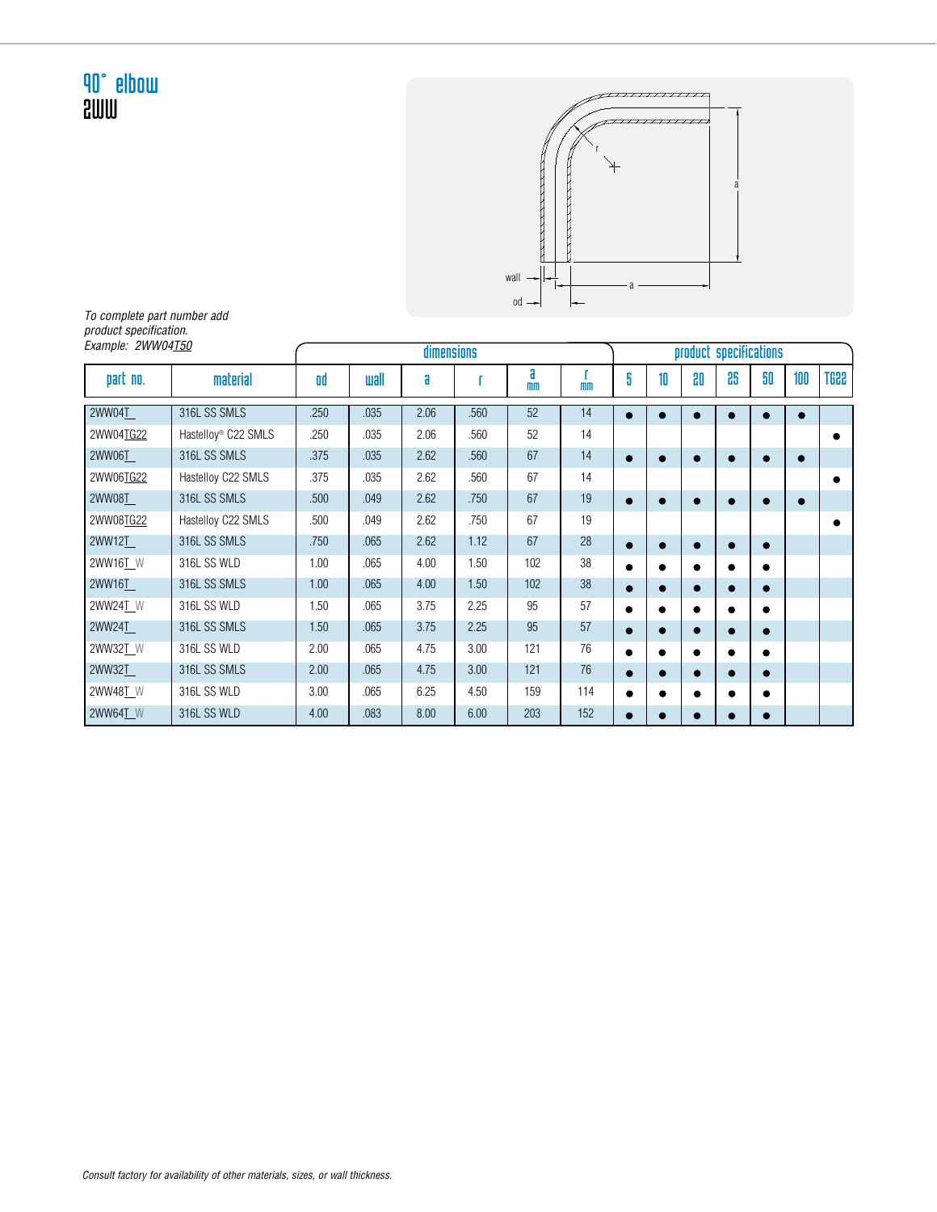# 90° elbow
## 2WW

To complete part number add product specification.
Example: 2WW04T50

| | | dimensions | | | | | | product specifications | | | | | | |
|---|---|---|---|---|---|---|---|---|---|---|---|---|---|---|
| part no. | material | od | wall | a | r | a mm | r mm | 5 | 10 | 20 | 25 | 50 | 100 | TG22 |
| 2WW04T_ | 316L SS SMLS | .250 | .035 | 2.06 | .560 | 52 | 14 | ● | ● | ● | ● | ● | ● | |
| 2WW04TG22 | Hastelloy® C22 SMLS | .250 | .035 | 2.06 | .560 | 52 | 14 | | | | | | | ● |
| 2WW06T_ | 316L SS SMLS | .375 | .035 | 2.62 | .560 | 67 | 14 | ● | ● | ● | ● | ● | ● | |
| 2WW06TG22 | Hastelloy C22 SMLS | .375 | .035 | 2.62 | .560 | 67 | 14 | | | | | | | ● |
| 2WW08T_ | 316L SS SMLS | .500 | .049 | 2.62 | .750 | 67 | 19 | ● | ● | ● | ● | ● | ● | |
| 2WW08TG22 | Hastelloy C22 SMLS | .500 | .049 | 2.62 | .750 | 67 | 19 | | | | | | | ● |
| 2WW12T_ | 316L SS SMLS | .750 | .065 | 2.62 | 1.12 | 67 | 28 | ● | ● | ● | ● | ● | | |
| 2WW16T_W | 316L SS WLD | 1.00 | .065 | 4.00 | 1.50 | 102 | 38 | ● | ● | ● | ● | ● | | |
| 2WW16T_ | 316L SS SMLS | 1.00 | .065 | 4.00 | 1.50 | 102 | 38 | ● | ● | ● | ● | ● | | |
| 2WW24T_W | 316L SS WLD | 1.50 | .065 | 3.75 | 2.25 | 95 | 57 | ● | ● | ● | ● | ● | | |
| 2WW24T_ | 316L SS SMLS | 1.50 | .065 | 3.75 | 2.25 | 95 | 57 | ● | ● | ● | ● | ● | | |
| 2WW32T_W | 316L SS WLD | 2.00 | .065 | 4.75 | 3.00 | 121 | 76 | ● | ● | ● | ● | ● | | |
| 2WW32T_ | 316L SS SMLS | 2.00 | .065 | 4.75 | 3.00 | 121 | 76 | ● | ● | ● | ● | ● | | |
| 2WW48T_W | 316L SS WLD | 3.00 | .065 | 6.25 | 4.50 | 159 | 114 | ● | ● | ● | ● | ● | | |
| 2WW64T_W | 316L SS WLD | 4.00 | .083 | 8.00 | 6.00 | 203 | 152 | ● | ● | ● | ● | ● | | |

*Consult factory for availability of other materials, sizes, or wall thickness.*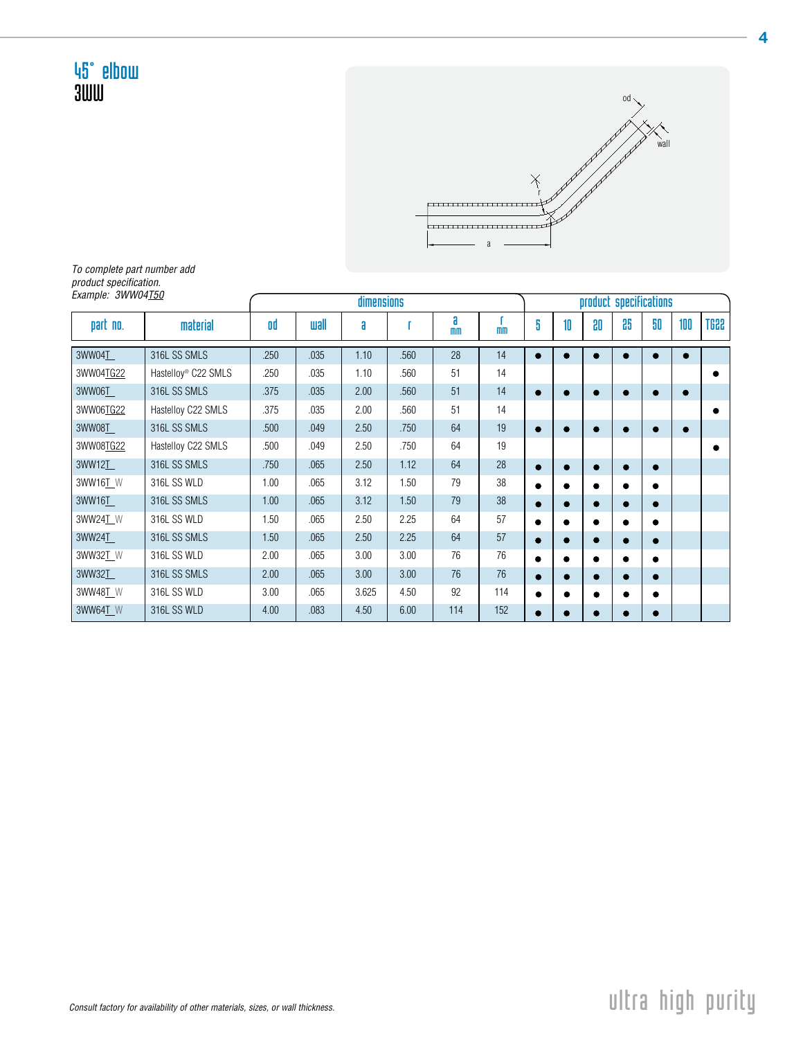# 45° elbow

## 3WW

To complete part number add product specification.
Example: 3WW04T50

| part no. | material | dimensions | | | | | | product specifications | | | | | | |
|---|---|---|---|---|---|---|---|---|---|---|---|---|---|---|
| | | od | wall | a | r | a mm | r mm | 5 | 10 | 20 | 25 | 50 | 100 | TG22 |
| 3WW04T_ | 316L SS SMLS | .250 | .035 | 1.10 | .560 | 28 | 14 | ● | ● | ● | ● | ● | ● | |
| 3WW04TG22 | Hastelloy® C22 SMLS | .250 | .035 | 1.10 | .560 | 51 | 14 | | | | | | | ● |
| 3WW06T_ | 316L SS SMLS | .375 | .035 | 2.00 | .560 | 51 | 14 | ● | ● | ● | ● | ● | ● | |
| 3WW06TG22 | Hastelloy C22 SMLS | .375 | .035 | 2.00 | .560 | 51 | 14 | | | | | | | ● |
| 3WW08T_ | 316L SS SMLS | .500 | .049 | 2.50 | .750 | 64 | 19 | ● | ● | ● | ● | ● | ● | |
| 3WW08TG22 | Hastelloy C22 SMLS | .500 | .049 | 2.50 | .750 | 64 | 19 | | | | | | | ● |
| 3WW12T_ | 316L SS SMLS | .750 | .065 | 2.50 | 1.12 | 64 | 28 | ● | ● | ● | ● | ● | | |
| 3WW16T_W | 316L SS WLD | 1.00 | .065 | 3.12 | 1.50 | 79 | 38 | ● | ● | ● | ● | ● | | |
| 3WW16T_ | 316L SS SMLS | 1.00 | .065 | 3.12 | 1.50 | 79 | 38 | ● | ● | ● | ● | ● | | |
| 3WW24T_W | 316L SS WLD | 1.50 | .065 | 2.50 | 2.25 | 64 | 57 | ● | ● | ● | ● | ● | | |
| 3WW24T_ | 316L SS SMLS | 1.50 | .065 | 2.50 | 2.25 | 64 | 57 | ● | ● | ● | ● | ● | | |
| 3WW32T_W | 316L SS WLD | 2.00 | .065 | 3.00 | 3.00 | 76 | 76 | ● | ● | ● | ● | ● | | |
| 3WW32T_ | 316L SS SMLS | 2.00 | .065 | 3.00 | 3.00 | 76 | 76 | ● | ● | ● | ● | ● | | |
| 3WW48T_W | 316L SS WLD | 3.00 | .065 | 3.625 | 4.50 | 92 | 114 | ● | ● | ● | ● | ● | | |
| 3WW64T_W | 316L SS WLD | 4.00 | .083 | 4.50 | 6.00 | 114 | 152 | ● | ● | ● | ● | ● | | |

Consult factory for availability of other materials, sizes, or wall thickness.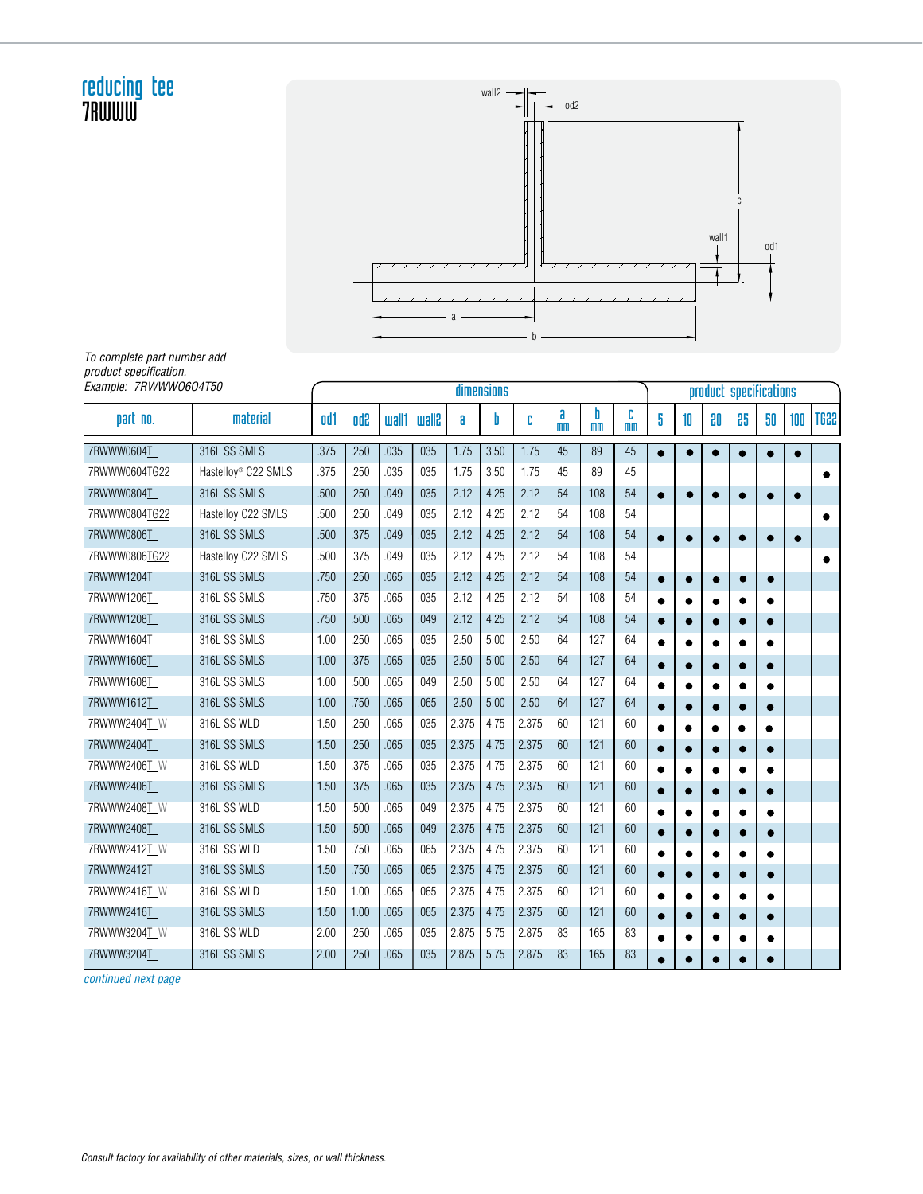# reducing tee
## 7RWWW

wall2 | od2 | c | wall1 | od1 | a | b

*To complete part number add product specification.*
*Example: 7RWWW0604T50*

| part no. | material | dimensions | | | | | | | | | | product specifications | | | | | | |
|---|---|---|---|---|---|---|---|---|---|---|---|---|---|---|---|---|---|---|
| | | od1 | od2 | wall1 | wall2 | a | b | c | a mm | b mm | c mm | 5 | 10 | 20 | 25 | 50 | 100 | TG22 |
| 7RWWW0604T_ | 316L SS SMLS | .375 | .250 | .035 | .035 | 1.75 | 3.50 | 1.75 | 45 | 89 | 45 | ● | ● | ● | ● | ● | ● | |
| 7RWWW0604TG22 | Hastelloy® C22 SMLS | .375 | .250 | .035 | .035 | 1.75 | 3.50 | 1.75 | 45 | 89 | 45 | | | | | | | ● |
| 7RWWW0804T_ | 316L SS SMLS | .500 | .250 | .049 | .035 | 2.12 | 4.25 | 2.12 | 54 | 108 | 54 | ● | ● | ● | ● | ● | ● | |
| 7RWWW0804TG22 | Hastelloy C22 SMLS | .500 | .250 | .049 | .035 | 2.12 | 4.25 | 2.12 | 54 | 108 | 54 | | | | | | | ● |
| 7RWWW0806T_ | 316L SS SMLS | .500 | .375 | .049 | .035 | 2.12 | 4.25 | 2.12 | 54 | 108 | 54 | ● | ● | ● | ● | ● | ● | |
| 7RWWW0806TG22 | Hastelloy C22 SMLS | .500 | .375 | .049 | .035 | 2.12 | 4.25 | 2.12 | 54 | 108 | 54 | | | | | | | ● |
| 7RWWW1204T_ | 316L SS SMLS | .750 | .250 | .065 | .035 | 2.12 | 4.25 | 2.12 | 54 | 108 | 54 | ● | ● | ● | ● | ● | | |
| 7RWWW1206T_ | 316L SS SMLS | .750 | .375 | .065 | .035 | 2.12 | 4.25 | 2.12 | 54 | 108 | 54 | ● | ● | ● | ● | ● | | |
| 7RWWW1208T_ | 316L SS SMLS | .750 | .500 | .065 | .049 | 2.12 | 4.25 | 2.12 | 54 | 108 | 54 | ● | ● | ● | ● | ● | | |
| 7RWWW1604T_ | 316L SS SMLS | 1.00 | .250 | .065 | .035 | 2.50 | 5.00 | 2.50 | 64 | 127 | 64 | ● | ● | ● | ● | ● | | |
| 7RWWW1606T_ | 316L SS SMLS | 1.00 | .375 | .065 | .035 | 2.50 | 5.00 | 2.50 | 64 | 127 | 64 | ● | ● | ● | ● | ● | | |
| 7RWWW1608T_ | 316L SS SMLS | 1.00 | .500 | .065 | .049 | 2.50 | 5.00 | 2.50 | 64 | 127 | 64 | ● | ● | ● | ● | ● | | |
| 7RWWW1612T_ | 316L SS SMLS | 1.00 | .750 | .065 | .065 | 2.50 | 5.00 | 2.50 | 64 | 127 | 64 | ● | ● | ● | ● | ● | | |
| 7RWWW2404T_W | 316L SS WLD | 1.50 | .250 | .065 | .035 | 2.375 | 4.75 | 2.375 | 60 | 121 | 60 | ● | ● | ● | ● | ● | | |
| 7RWWW2404T_ | 316L SS SMLS | 1.50 | .250 | .065 | .035 | 2.375 | 4.75 | 2.375 | 60 | 121 | 60 | ● | ● | ● | ● | ● | | |
| 7RWWW2406T_W | 316L SS WLD | 1.50 | .375 | .065 | .035 | 2.375 | 4.75 | 2.375 | 60 | 121 | 60 | ● | ● | ● | ● | ● | | |
| 7RWWW2406T_ | 316L SS SMLS | 1.50 | .375 | .065 | .035 | 2.375 | 4.75 | 2.375 | 60 | 121 | 60 | ● | ● | ● | ● | ● | | |
| 7RWWW2408T_W | 316L SS WLD | 1.50 | .500 | .065 | .049 | 2.375 | 4.75 | 2.375 | 60 | 121 | 60 | ● | ● | ● | ● | ● | | |
| 7RWWW2408T_ | 316L SS SMLS | 1.50 | .500 | .065 | .049 | 2.375 | 4.75 | 2.375 | 60 | 121 | 60 | ● | ● | ● | ● | ● | | |
| 7RWWW2412T_W | 316L SS WLD | 1.50 | .750 | .065 | .065 | 2.375 | 4.75 | 2.375 | 60 | 121 | 60 | ● | ● | ● | ● | ● | | |
| 7RWWW2412T_ | 316L SS SMLS | 1.50 | .750 | .065 | .065 | 2.375 | 4.75 | 2.375 | 60 | 121 | 60 | ● | ● | ● | ● | ● | | |
| 7RWWW2416T_W | 316L SS WLD | 1.50 | 1.00 | .065 | .065 | 2.375 | 4.75 | 2.375 | 60 | 121 | 60 | ● | ● | ● | ● | ● | | |
| 7RWWW2416T_ | 316L SS SMLS | 1.50 | 1.00 | .065 | .065 | 2.375 | 4.75 | 2.375 | 60 | 121 | 60 | ● | ● | ● | ● | ● | | |
| 7RWWW3204T_W | 316L SS WLD | 2.00 | .250 | .065 | .035 | 2.875 | 5.75 | 2.875 | 83 | 165 | 83 | ● | ● | ● | ● | ● | | |
| 7RWWW3204T_ | 316L SS SMLS | 2.00 | .250 | .065 | .035 | 2.875 | 5.75 | 2.875 | 83 | 165 | 83 | ● | ● | ● | ● | ● | | |

*continued next page*

*Consult factory for availability of other materials, sizes, or wall thickness.*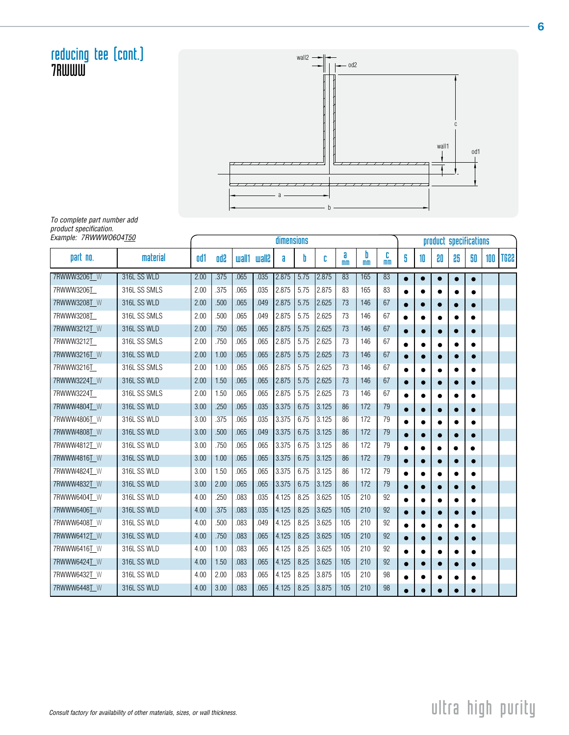# reducing tee (cont.)

## 7RWWW

wall2

od2

c

wall1

od1

a

b

*To complete part number add product specification.*
*Example: 7RWWW0604T50*

| part no. | material | dimensions | | | | | | | | | | product specifications | | | | | | |
|---|---|---|---|---|---|---|---|---|---|---|---|---|---|---|---|---|---|---|
| | | od1 | od2 | wall1 | wall2 | a | b | c | a mm | b mm | c mm | 5 | 10 | 20 | 25 | 50 | 100 | TG22 |
| 7RWWW3206T_W | 316L SS WLD | 2.00 | .375 | .065 | .035 | 2.875 | 5.75 | 2.875 | 83 | 165 | 83 | ● | ● | ● | ● | ● | | |
| 7RWWW3206T_ | 316L SS SMLS | 2.00 | .375 | .065 | .035 | 2.875 | 5.75 | 2.875 | 83 | 165 | 83 | ● | ● | ● | ● | ● | | |
| 7RWWW3208T_W | 316L SS WLD | 2.00 | .500 | .065 | .049 | 2.875 | 5.75 | 2.625 | 73 | 146 | 67 | ● | ● | ● | ● | ● | | |
| 7RWWW3208T_ | 316L SS SMLS | 2.00 | .500 | .065 | .049 | 2.875 | 5.75 | 2.625 | 73 | 146 | 67 | ● | ● | ● | ● | ● | | |
| 7RWWW3212T_W | 316L SS WLD | 2.00 | .750 | .065 | .065 | 2.875 | 5.75 | 2.625 | 73 | 146 | 67 | ● | ● | ● | ● | ● | | |
| 7RWWW3212T_ | 316L SS SMLS | 2.00 | .750 | .065 | .065 | 2.875 | 5.75 | 2.625 | 73 | 146 | 67 | ● | ● | ● | ● | ● | | |
| 7RWWW3216T_W | 316L SS WLD | 2.00 | 1.00 | .065 | .065 | 2.875 | 5.75 | 2.625 | 73 | 146 | 67 | ● | ● | ● | ● | ● | | |
| 7RWWW3216T_ | 316L SS SMLS | 2.00 | 1.00 | .065 | .065 | 2.875 | 5.75 | 2.625 | 73 | 146 | 67 | ● | ● | ● | ● | ● | | |
| 7RWWW3224T_W | 316L SS WLD | 2.00 | 1.50 | .065 | .065 | 2.875 | 5.75 | 2.625 | 73 | 146 | 67 | ● | ● | ● | ● | ● | | |
| 7RWWW3224T_ | 316L SS SMLS | 2.00 | 1.50 | .065 | .065 | 2.875 | 5.75 | 2.625 | 73 | 146 | 67 | ● | ● | ● | ● | ● | | |
| 7RWWW4804T_W | 316L SS WLD | 3.00 | .250 | .065 | .035 | 3.375 | 6.75 | 3.125 | 86 | 172 | 79 | ● | ● | ● | ● | ● | | |
| 7RWWW4806T_W | 316L SS WLD | 3.00 | .375 | .065 | .035 | 3.375 | 6.75 | 3.125 | 86 | 172 | 79 | ● | ● | ● | ● | ● | | |
| 7RWWW4808T_W | 316L SS WLD | 3.00 | .500 | .065 | .049 | 3.375 | 6.75 | 3.125 | 86 | 172 | 79 | ● | ● | ● | ● | ● | | |
| 7RWWW4812T_W | 316L SS WLD | 3.00 | .750 | .065 | .065 | 3.375 | 6.75 | 3.125 | 86 | 172 | 79 | ● | ● | ● | ● | ● | | |
| 7RWWW4816T_W | 316L SS WLD | 3.00 | 1.00 | .065 | .065 | 3.375 | 6.75 | 3.125 | 86 | 172 | 79 | ● | ● | ● | ● | ● | | |
| 7RWWW4824T_W | 316L SS WLD | 3.00 | 1.50 | .065 | .065 | 3.375 | 6.75 | 3.125 | 86 | 172 | 79 | ● | ● | ● | ● | ● | | |
| 7RWWW4832T_W | 316L SS WLD | 3.00 | 2.00 | .065 | .065 | 3.375 | 6.75 | 3.125 | 86 | 172 | 79 | ● | ● | ● | ● | ● | | |
| 7RWWW6404T_W | 316L SS WLD | 4.00 | .250 | .083 | .035 | 4.125 | 8.25 | 3.625 | 105 | 210 | 92 | ● | ● | ● | ● | ● | | |
| 7RWWW6406T_W | 316L SS WLD | 4.00 | .375 | .083 | .035 | 4.125 | 8.25 | 3.625 | 105 | 210 | 92 | ● | ● | ● | ● | ● | | |
| 7RWWW6408T_W | 316L SS WLD | 4.00 | .500 | .083 | .049 | 4.125 | 8.25 | 3.625 | 105 | 210 | 92 | ● | ● | ● | ● | ● | | |
| 7RWWW6412T_W | 316L SS WLD | 4.00 | .750 | .083 | .065 | 4.125 | 8.25 | 3.625 | 105 | 210 | 92 | ● | ● | ● | ● | ● | | |
| 7RWWW6416T_W | 316L SS WLD | 4.00 | 1.00 | .083 | .065 | 4.125 | 8.25 | 3.625 | 105 | 210 | 92 | ● | ● | ● | ● | ● | | |
| 7RWWW6424T_W | 316L SS WLD | 4.00 | 1.50 | .083 | .065 | 4.125 | 8.25 | 3.625 | 105 | 210 | 92 | ● | ● | ● | ● | ● | | |
| 7RWWW6432T_W | 316L SS WLD | 4.00 | 2.00 | .083 | .065 | 4.125 | 8.25 | 3.875 | 105 | 210 | 98 | ● | ● | ● | ● | ● | | |
| 7RWWW6448T_W | 316L SS WLD | 4.00 | 3.00 | .083 | .065 | 4.125 | 8.25 | 3.875 | 105 | 210 | 98 | ● | ● | ● | ● | ● | | |

*Consult factory for availability of other materials, sizes, or wall thickness.*

ultra high purity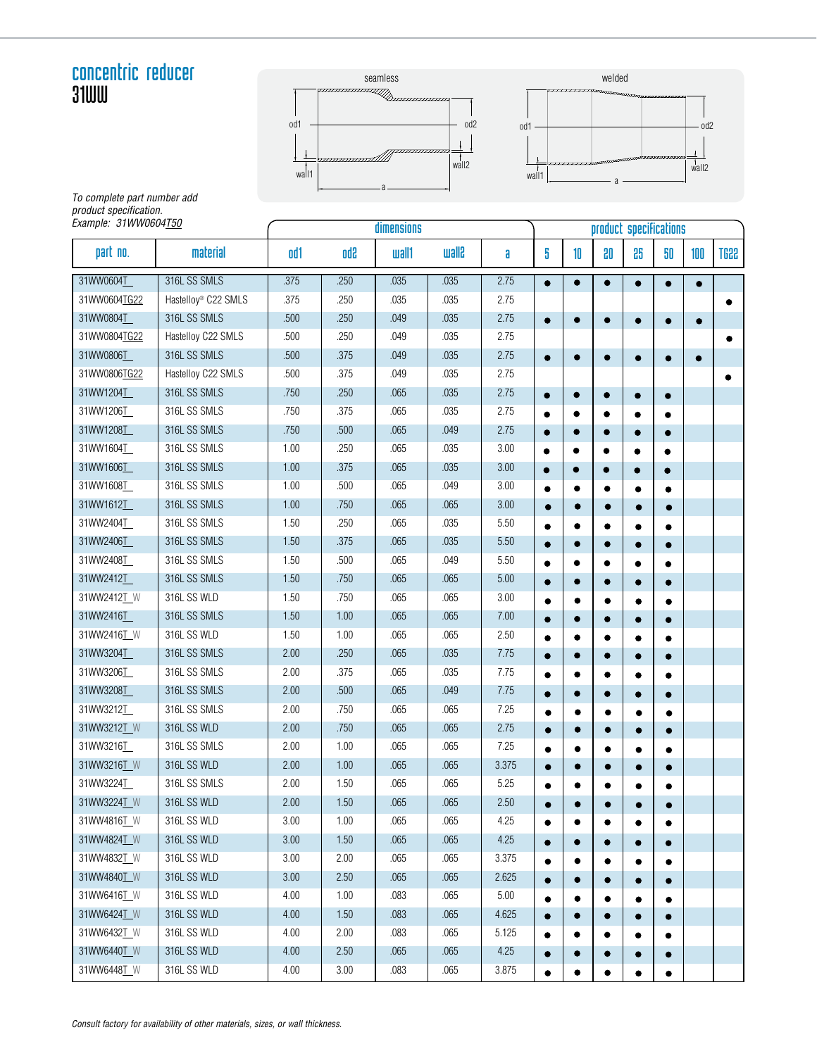# concentric reducer
## 31WW

seamless / welded

od1, od2, wall1, wall2, a

*To complete part number add product specification.*
*Example: 31WW0604T50*

| | | dimensions | | | | | product specifications | | | | | | |
|---|---|---|---|---|---|---|---|---|---|---|---|---|---|
| **part no.** | **material** | **od1** | **od2** | **wall1** | **wall2** | **a** | **5** | **10** | **20** | **25** | **50** | **100** | **TG22** |
| 31WW0604T_ | 316L SS SMLS | .375 | .250 | .035 | .035 | 2.75 | ● | ● | ● | ● | ● | ● | |
| 31WW0604TG22 | Hastelloy® C22 SMLS | .375 | .250 | .035 | .035 | 2.75 | | | | | | | ● |
| 31WW0804T_ | 316L SS SMLS | .500 | .250 | .049 | .035 | 2.75 | ● | ● | ● | ● | ● | ● | |
| 31WW0804TG22 | Hastelloy C22 SMLS | .500 | .250 | .049 | .035 | 2.75 | | | | | | | ● |
| 31WW0806T_ | 316L SS SMLS | .500 | .375 | .049 | .035 | 2.75 | ● | ● | ● | ● | ● | ● | |
| 31WW0806TG22 | Hastelloy C22 SMLS | .500 | .375 | .049 | .035 | 2.75 | | | | | | | ● |
| 31WW1204T_ | 316L SS SMLS | .750 | .250 | .065 | .035 | 2.75 | ● | ● | ● | ● | ● | | |
| 31WW1206T_ | 316L SS SMLS | .750 | .375 | .065 | .035 | 2.75 | ● | ● | ● | ● | ● | | |
| 31WW1208T_ | 316L SS SMLS | .750 | .500 | .065 | .049 | 2.75 | ● | ● | ● | ● | ● | | |
| 31WW1604T_ | 316L SS SMLS | 1.00 | .250 | .065 | .035 | 3.00 | ● | ● | ● | ● | ● | | |
| 31WW1606T_ | 316L SS SMLS | 1.00 | .375 | .065 | .035 | 3.00 | ● | ● | ● | ● | ● | | |
| 31WW1608T_ | 316L SS SMLS | 1.00 | .500 | .065 | .049 | 3.00 | ● | ● | ● | ● | ● | | |
| 31WW1612T_ | 316L SS SMLS | 1.00 | .750 | .065 | .065 | 3.00 | ● | ● | ● | ● | ● | | |
| 31WW2404T_ | 316L SS SMLS | 1.50 | .250 | .065 | .035 | 5.50 | ● | ● | ● | ● | ● | | |
| 31WW2406T_ | 316L SS SMLS | 1.50 | .375 | .065 | .035 | 5.50 | ● | ● | ● | ● | ● | | |
| 31WW2408T_ | 316L SS SMLS | 1.50 | .500 | .065 | .049 | 5.50 | ● | ● | ● | ● | ● | | |
| 31WW2412T_ | 316L SS SMLS | 1.50 | .750 | .065 | .065 | 5.00 | ● | ● | ● | ● | ● | | |
| 31WW2412T_W | 316L SS WLD | 1.50 | .750 | .065 | .065 | 3.00 | ● | ● | ● | ● | ● | | |
| 31WW2416T_ | 316L SS SMLS | 1.50 | 1.00 | .065 | .065 | 7.00 | ● | ● | ● | ● | ● | | |
| 31WW2416T_W | 316L SS WLD | 1.50 | 1.00 | .065 | .065 | 2.50 | ● | ● | ● | ● | ● | | |
| 31WW3204T_ | 316L SS SMLS | 2.00 | .250 | .065 | .035 | 7.75 | ● | ● | ● | ● | ● | | |
| 31WW3206T_ | 316L SS SMLS | 2.00 | .375 | .065 | .035 | 7.75 | ● | ● | ● | ● | ● | | |
| 31WW3208T_ | 316L SS SMLS | 2.00 | .500 | .065 | .049 | 7.75 | ● | ● | ● | ● | ● | | |
| 31WW3212T_ | 316L SS SMLS | 2.00 | .750 | .065 | .065 | 7.25 | ● | ● | ● | ● | ● | | |
| 31WW3212T_W | 316L SS WLD | 2.00 | .750 | .065 | .065 | 2.75 | ● | ● | ● | ● | ● | | |
| 31WW3216T_ | 316L SS SMLS | 2.00 | 1.00 | .065 | .065 | 7.25 | ● | ● | ● | ● | ● | | |
| 31WW3216T_W | 316L SS WLD | 2.00 | 1.00 | .065 | .065 | 3.375 | ● | ● | ● | ● | ● | | |
| 31WW3224T_ | 316L SS SMLS | 2.00 | 1.50 | .065 | .065 | 5.25 | ● | ● | ● | ● | ● | | |
| 31WW3224T_W | 316L SS WLD | 2.00 | 1.50 | .065 | .065 | 2.50 | ● | ● | ● | ● | ● | | |
| 31WW4816T_W | 316L SS WLD | 3.00 | 1.00 | .065 | .065 | 4.25 | ● | ● | ● | ● | ● | | |
| 31WW4824T_W | 316L SS WLD | 3.00 | 1.50 | .065 | .065 | 4.25 | ● | ● | ● | ● | ● | | |
| 31WW4832T_W | 316L SS WLD | 3.00 | 2.00 | .065 | .065 | 3.375 | ● | ● | ● | ● | ● | | |
| 31WW4840T_W | 316L SS WLD | 3.00 | 2.50 | .065 | .065 | 2.625 | ● | ● | ● | ● | ● | | |
| 31WW6416T_W | 316L SS WLD | 4.00 | 1.00 | .083 | .065 | 5.00 | ● | ● | ● | ● | ● | | |
| 31WW6424T_W | 316L SS WLD | 4.00 | 1.50 | .083 | .065 | 4.625 | ● | ● | ● | ● | ● | | |
| 31WW6432T_W | 316L SS WLD | 4.00 | 2.00 | .083 | .065 | 5.125 | ● | ● | ● | ● | ● | | |
| 31WW6440T_W | 316L SS WLD | 4.00 | 2.50 | .065 | .065 | 4.25 | ● | ● | ● | ● | ● | | |
| 31WW6448T_W | 316L SS WLD | 4.00 | 3.00 | .083 | .065 | 3.875 | ● | ● | ● | ● | ● | | |

*Consult factory for availability of other materials, sizes, or wall thickness.*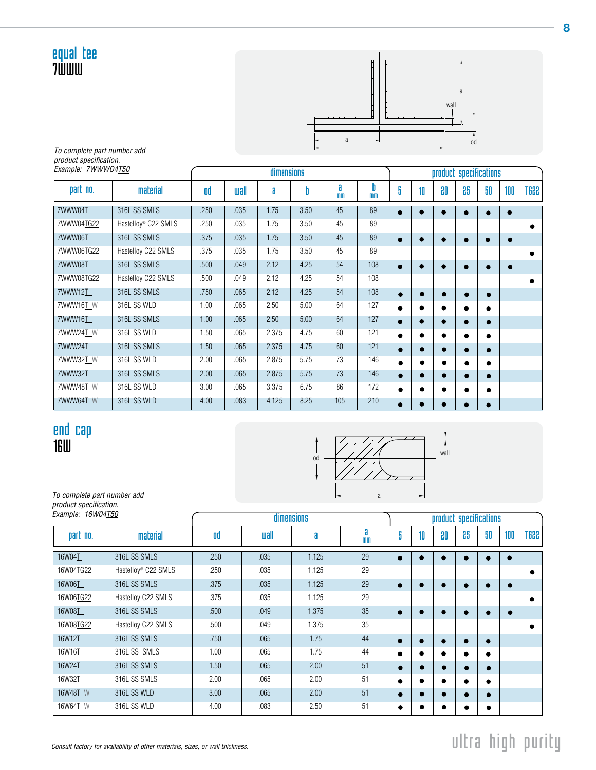## equal tee
## 7WWW

*To complete part number add product specification.*
*Example: 7WWW04T50*

| | | dimensions | | | | | | product specifications | | | | | | |
|---|---|---|---|---|---|---|---|---|---|---|---|---|---|---|
| part no. | material | od | wall | a | b | a mm | b mm | 5 | 10 | 20 | 25 | 50 | 100 | TG22 |
| 7WWW04T_ | 316L SS SMLS | .250 | .035 | 1.75 | 3.50 | 45 | 89 | ● | ● | ● | ● | ● | ● | |
| 7WWW04TG22 | Hastelloy® C22 SMLS | .250 | .035 | 1.75 | 3.50 | 45 | 89 | | | | | | | ● |
| 7WWW06T_ | 316L SS SMLS | .375 | .035 | 1.75 | 3.50 | 45 | 89 | ● | ● | ● | ● | ● | ● | |
| 7WWW06TG22 | Hastelloy C22 SMLS | .375 | .035 | 1.75 | 3.50 | 45 | 89 | | | | | | | ● |
| 7WWW08T_ | 316L SS SMLS | .500 | .049 | 2.12 | 4.25 | 54 | 108 | ● | ● | ● | ● | ● | ● | |
| 7WWW08TG22 | Hastelloy C22 SMLS | .500 | .049 | 2.12 | 4.25 | 54 | 108 | | | | | | | ● |
| 7WWW12T_ | 316L SS SMLS | .750 | .065 | 2.12 | 4.25 | 54 | 108 | ● | ● | ● | ● | ● | | |
| 7WWW16T_W | 316L SS WLD | 1.00 | .065 | 2.50 | 5.00 | 64 | 127 | ● | ● | ● | ● | ● | | |
| 7WWW16T_ | 316L SS SMLS | 1.00 | .065 | 2.50 | 5.00 | 64 | 127 | ● | ● | ● | ● | ● | | |
| 7WWW24T_W | 316L SS WLD | 1.50 | .065 | 2.375 | 4.75 | 60 | 121 | ● | ● | ● | ● | ● | | |
| 7WWW24T_ | 316L SS SMLS | 1.50 | .065 | 2.375 | 4.75 | 60 | 121 | ● | ● | ● | ● | ● | | |
| 7WWW32T_W | 316L SS WLD | 2.00 | .065 | 2.875 | 5.75 | 73 | 146 | ● | ● | ● | ● | ● | | |
| 7WWW32T_ | 316L SS SMLS | 2.00 | .065 | 2.875 | 5.75 | 73 | 146 | ● | ● | ● | ● | ● | | |
| 7WWW48T_W | 316L SS WLD | 3.00 | .065 | 3.375 | 6.75 | 86 | 172 | ● | ● | ● | ● | ● | | |
| 7WWW64T_W | 316L SS WLD | 4.00 | .083 | 4.125 | 8.25 | 105 | 210 | ● | ● | ● | ● | ● | | |

## end cap
## 16W

*To complete part number add product specification.*
*Example: 16W04T50*

| | | dimensions | | | | product specifications | | | | | | |
|---|---|---|---|---|---|---|---|---|---|---|---|---|
| part no. | material | od | wall | a | a mm | 5 | 10 | 20 | 25 | 50 | 100 | TG22 |
| 16W04T_ | 316L SS SMLS | .250 | .035 | 1.125 | 29 | ● | ● | ● | ● | ● | ● | |
| 16W04TG22 | Hastelloy® C22 SMLS | .250 | .035 | 1.125 | 29 | | | | | | | ● |
| 16W06T_ | 316L SS SMLS | .375 | .035 | 1.125 | 29 | ● | ● | ● | ● | ● | ● | |
| 16W06TG22 | Hastelloy C22 SMLS | .375 | .035 | 1.125 | 29 | | | | | | | ● |
| 16W08T_ | 316L SS SMLS | .500 | .049 | 1.375 | 35 | ● | ● | ● | ● | ● | ● | |
| 16W08TG22 | Hastelloy C22 SMLS | .500 | .049 | 1.375 | 35 | | | | | | | ● |
| 16W12T_ | 316L SS SMLS | .750 | .065 | 1.75 | 44 | ● | ● | ● | ● | ● | | |
| 16W16T_ | 316L SS SMLS | 1.00 | .065 | 1.75 | 44 | ● | ● | ● | ● | ● | | |
| 16W24T_ | 316L SS SMLS | 1.50 | .065 | 2.00 | 51 | ● | ● | ● | ● | ● | | |
| 16W32T_ | 316L SS SMLS | 2.00 | .065 | 2.00 | 51 | ● | ● | ● | ● | ● | | |
| 16W48T_W | 316L SS WLD | 3.00 | .065 | 2.00 | 51 | ● | ● | ● | ● | ● | | |
| 16W64T_W | 316L SS WLD | 4.00 | .083 | 2.50 | 51 | ● | ● | ● | ● | ● | | |

*Consult factory for availability of other materials, sizes, or wall thickness.*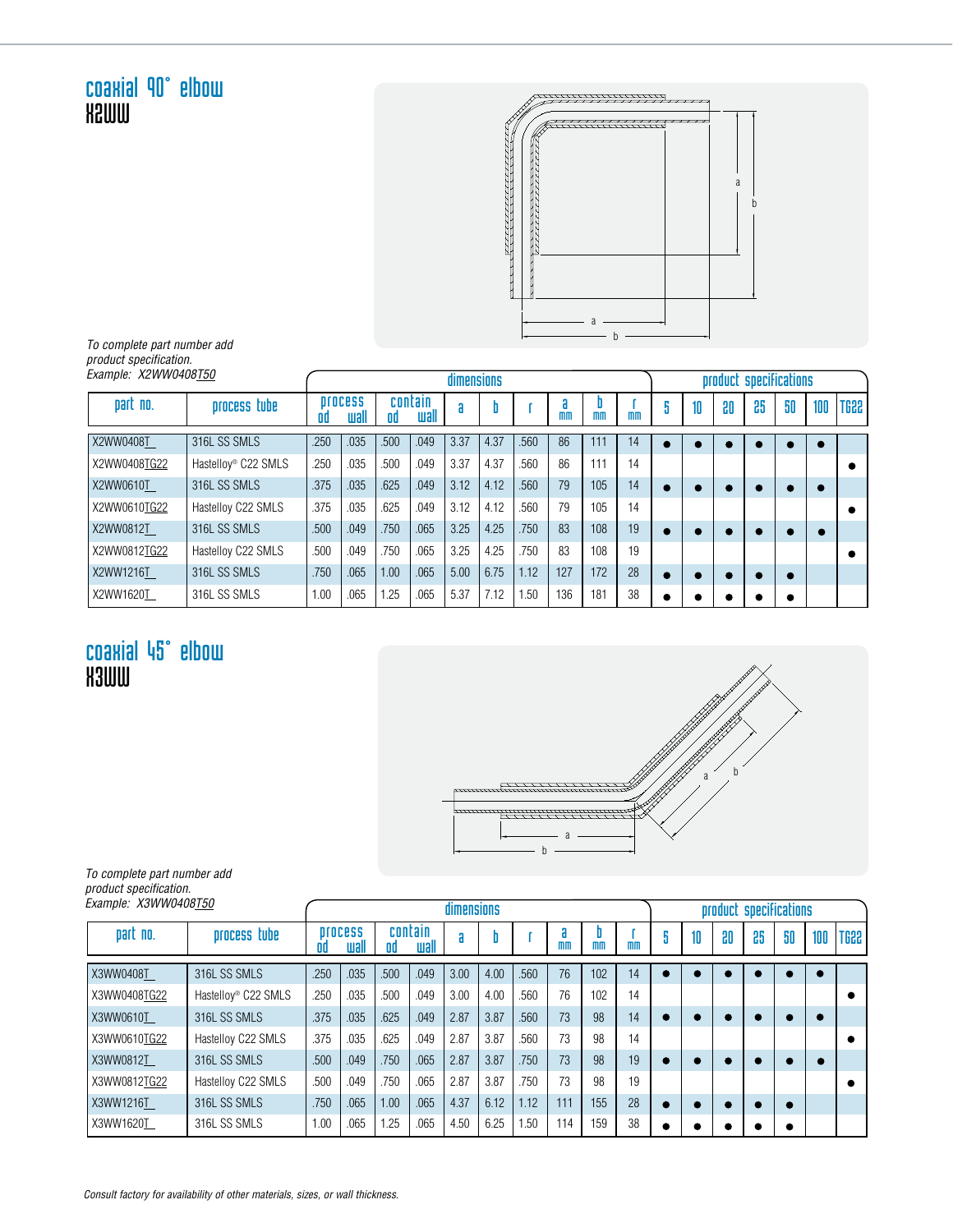# coaxial 90° elbow

## X2WW

*To complete part number add product specification.*
*Example: X2WW0408T50*

| part no. | process tube | dimensions | | | | | | | | | | product specifications | | | | | | |
|---|---|---|---|---|---|---|---|---|---|---|---|---|---|---|---|---|---|---|
| | | process od | process wall | contain od | contain wall | a | b | r | a mm | b mm | r mm | 5 | 10 | 20 | 25 | 50 | 100 | TG22 |
| X2WW0408T_ | 316L SS SMLS | .250 | .035 | .500 | .049 | 3.37 | 4.37 | .560 | 86 | 111 | 14 | ● | ● | ● | ● | ● | ● | |
| X2WW0408TG22 | Hastelloy® C22 SMLS | .250 | .035 | .500 | .049 | 3.37 | 4.37 | .560 | 86 | 111 | 14 | | | | | | | ● |
| X2WW0610T_ | 316L SS SMLS | .375 | .035 | .625 | .049 | 3.12 | 4.12 | .560 | 79 | 105 | 14 | ● | ● | ● | ● | ● | ● | |
| X2WW0610TG22 | Hastelloy C22 SMLS | .375 | .035 | .625 | .049 | 3.12 | 4.12 | .560 | 79 | 105 | 14 | | | | | | | ● |
| X2WW0812T_ | 316L SS SMLS | .500 | .049 | .750 | .065 | 3.25 | 4.25 | .750 | 83 | 108 | 19 | ● | ● | ● | ● | ● | ● | |
| X2WW0812TG22 | Hastelloy C22 SMLS | .500 | .049 | .750 | .065 | 3.25 | 4.25 | .750 | 83 | 108 | 19 | | | | | | | ● |
| X2WW1216T_ | 316L SS SMLS | .750 | .065 | 1.00 | .065 | 5.00 | 6.75 | 1.12 | 127 | 172 | 28 | ● | ● | ● | ● | ● | | |
| X2WW1620T_ | 316L SS SMLS | 1.00 | .065 | 1.25 | .065 | 5.37 | 7.12 | 1.50 | 136 | 181 | 38 | ● | ● | ● | ● | ● | | |

# coaxial 45° elbow

## X3WW

*To complete part number add product specification.*
*Example: X3WW0408T50*

| part no. | process tube | dimensions | | | | | | | | | | product specifications | | | | | | |
|---|---|---|---|---|---|---|---|---|---|---|---|---|---|---|---|---|---|---|
| | | process od | process wall | contain od | contain wall | a | b | r | a mm | b mm | r mm | 5 | 10 | 20 | 25 | 50 | 100 | TG22 |
| X3WW0408T_ | 316L SS SMLS | .250 | .035 | .500 | .049 | 3.00 | 4.00 | .560 | 76 | 102 | 14 | ● | ● | ● | ● | ● | ● | |
| X3WW0408TG22 | Hastelloy® C22 SMLS | .250 | .035 | .500 | .049 | 3.00 | 4.00 | .560 | 76 | 102 | 14 | | | | | | | ● |
| X3WW0610T_ | 316L SS SMLS | .375 | .035 | .625 | .049 | 2.87 | 3.87 | .560 | 73 | 98 | 14 | ● | ● | ● | ● | ● | ● | |
| X3WW0610TG22 | Hastelloy C22 SMLS | .375 | .035 | .625 | .049 | 2.87 | 3.87 | .560 | 73 | 98 | 14 | | | | | | | ● |
| X3WW0812T_ | 316L SS SMLS | .500 | .049 | .750 | .065 | 2.87 | 3.87 | .750 | 73 | 98 | 19 | ● | ● | ● | ● | ● | ● | |
| X3WW0812TG22 | Hastelloy C22 SMLS | .500 | .049 | .750 | .065 | 2.87 | 3.87 | .750 | 73 | 98 | 19 | | | | | | | ● |
| X3WW1216T_ | 316L SS SMLS | .750 | .065 | 1.00 | .065 | 4.37 | 6.12 | 1.12 | 111 | 155 | 28 | ● | ● | ● | ● | ● | | |
| X3WW1620T_ | 316L SS SMLS | 1.00 | .065 | 1.25 | .065 | 4.50 | 6.25 | 1.50 | 114 | 159 | 38 | ● | ● | ● | ● | ● | | |

*Consult factory for availability of other materials, sizes, or wall thickness.*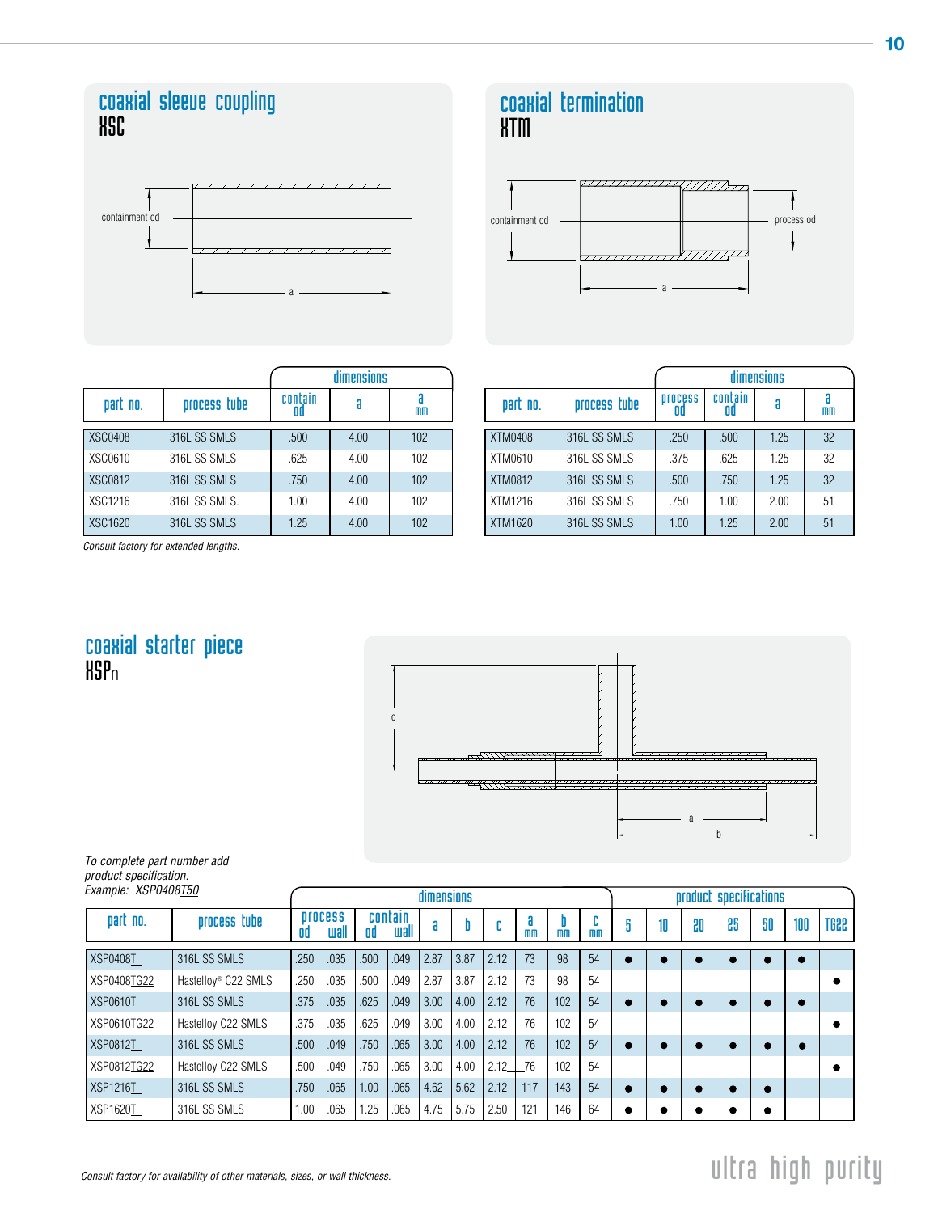## coaxial sleeve coupling

### XSC

| part no. | process tube | dimensions | | |
|---|---|---|---|---|
| | | contain od | a | a mm |
| XSC0408 | 316L SS SMLS | .500 | 4.00 | 102 |
| XSC0610 | 316L SS SMLS | .625 | 4.00 | 102 |
| XSC0812 | 316L SS SMLS | .750 | 4.00 | 102 |
| XSC1216 | 316L SS SMLS. | 1.00 | 4.00 | 102 |
| XSC1620 | 316L SS SMLS | 1.25 | 4.00 | 102 |

*Consult factory for extended lengths.*

## coaxial termination

### XTM

| part no. | process tube | dimensions | | | |
|---|---|---|---|---|---|
| | | process od | contain od | a | a mm |
| XTM0408 | 316L SS SMLS | .250 | .500 | 1.25 | 32 |
| XTM0610 | 316L SS SMLS | .375 | .625 | 1.25 | 32 |
| XTM0812 | 316L SS SMLS | .500 | .750 | 1.25 | 32 |
| XTM1216 | 316L SS SMLS | .750 | 1.00 | 2.00 | 51 |
| XTM1620 | 316L SS SMLS | 1.00 | 1.25 | 2.00 | 51 |

## coaxial starter piece

### XSPn

*To complete part number add product specification.*
*Example: XSP0408T50*

| part no. | process tube | dimensions | | | | | | | | | | product specifications | | | | | | |
|---|---|---|---|---|---|---|---|---|---|---|---|---|---|---|---|---|---|---|
| | | process od | process wall | contain od | contain wall | a | b | c | a mm | b mm | c mm | 5 | 10 | 20 | 25 | 50 | 100 | TG22 |
| XSP0408T_ | 316L SS SMLS | .250 | .035 | .500 | .049 | 2.87 | 3.87 | 2.12 | 73 | 98 | 54 | ● | ● | ● | ● | ● | ● | |
| XSP0408TG22 | Hastelloy® C22 SMLS | .250 | .035 | .500 | .049 | 2.87 | 3.87 | 2.12 | 73 | 98 | 54 | | | | | | | ● |
| XSP0610T_ | 316L SS SMLS | .375 | .035 | .625 | .049 | 3.00 | 4.00 | 2.12 | 76 | 102 | 54 | ● | ● | ● | ● | ● | ● | |
| XSP0610TG22 | Hastelloy C22 SMLS | .375 | .035 | .625 | .049 | 3.00 | 4.00 | 2.12 | 76 | 102 | 54 | | | | | | | ● |
| XSP0812T_ | 316L SS SMLS | .500 | .049 | .750 | .065 | 3.00 | 4.00 | 2.12 | 76 | 102 | 54 | ● | ● | ● | ● | ● | ● | |
| XSP0812TG22 | Hastelloy C22 SMLS | .500 | .049 | .750 | .065 | 3.00 | 4.00 | 2.12 | 76 | 102 | 54 | | | | | | | ● |
| XSP1216T_ | 316L SS SMLS | .750 | .065 | 1.00 | .065 | 4.62 | 5.62 | 2.12 | 117 | 143 | 54 | ● | ● | ● | ● | ● | | |
| XSP1620T_ | 316L SS SMLS | 1.00 | .065 | 1.25 | .065 | 4.75 | 5.75 | 2.50 | 121 | 146 | 64 | ● | ● | ● | ● | ● | | |

*Consult factory for availability of other materials, sizes, or wall thickness.*

ultra high purity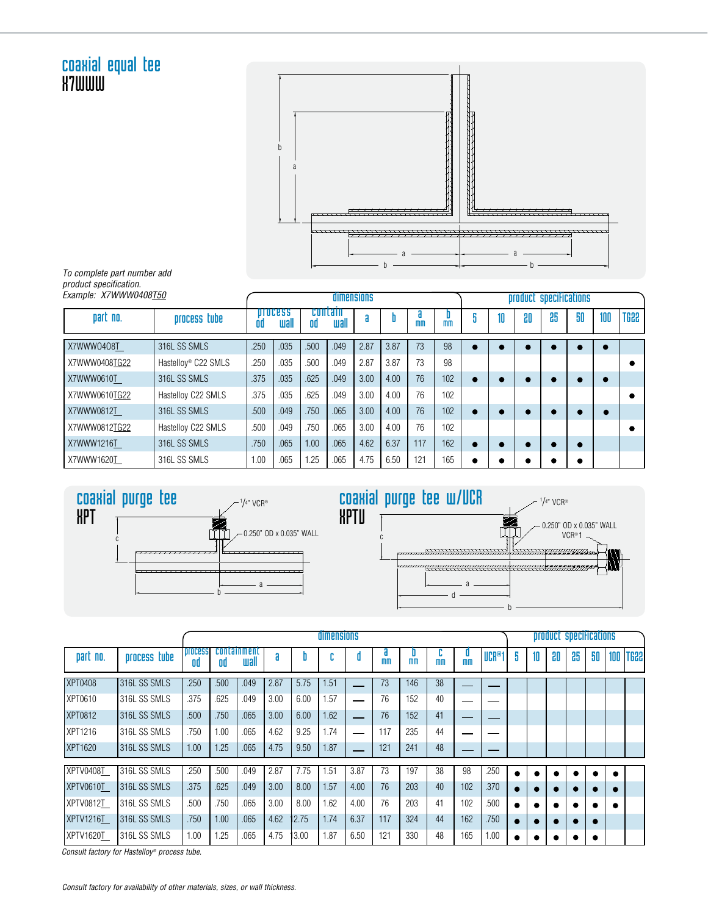# coaxial equal tee
## X7WWW

*To complete part number add product specification.*
*Example: X7WWW0408T50*

| part no. | process tube | dimensions | | | | | | | | product specifications | | | | | | |
|---|---|---|---|---|---|---|---|---|---|---|---|---|---|---|---|---|
| | | process od | process wall | contain od | contain wall | a | b | a mm | b mm | 5 | 10 | 20 | 25 | 50 | 100 | TG22 |
| X7WWW0408T_ | 316L SS SMLS | .250 | .035 | .500 | .049 | 2.87 | 3.87 | 73 | 98 | ● | ● | ● | ● | ● | ● | |
| X7WWW0408TG22 | Hastelloy® C22 SMLS | .250 | .035 | .500 | .049 | 2.87 | 3.87 | 73 | 98 | | | | | | | ● |
| X7WWW0610T_ | 316L SS SMLS | .375 | .035 | .625 | .049 | 3.00 | 4.00 | 76 | 102 | ● | ● | ● | ● | ● | ● | |
| X7WWW0610TG22 | Hastelloy C22 SMLS | .375 | .035 | .625 | .049 | 3.00 | 4.00 | 76 | 102 | | | | | | | ● |
| X7WWW0812T_ | 316L SS SMLS | .500 | .049 | .750 | .065 | 3.00 | 4.00 | 76 | 102 | ● | ● | ● | ● | ● | ● | |
| X7WWW0812TG22 | Hastelloy C22 SMLS | .500 | .049 | .750 | .065 | 3.00 | 4.00 | 76 | 102 | | | | | | | ● |
| X7WWW1216T_ | 316L SS SMLS | .750 | .065 | 1.00 | .065 | 4.62 | 6.37 | 117 | 162 | ● | ● | ● | ● | ● | | |
| X7WWW1620T_ | 316L SS SMLS | 1.00 | .065 | 1.25 | .065 | 4.75 | 6.50 | 121 | 165 | ● | ● | ● | ● | ● | | |

# coaxial purge tee
## XPT

1/4" VCR®

0.250" OD x 0.035" WALL

# coaxial purge tee w/VCR
## XPTV

1/4" VCR®

0.250" OD x 0.035" WALL VCR®1

| part no. | process tube | dimensions | | | | | | | | | | | | | product specifications | | | | | | |
|---|---|---|---|---|---|---|---|---|---|---|---|---|---|---|---|---|---|---|---|---|---|
| | | process od | containment od | containment wall | a | b | c | d | a mm | b mm | c mm | d mm | VCR®1 | 5 | 10 | 20 | 25 | 50 | 100 | TG22 |
| XPT0408 | 316L SS SMLS | .250 | .500 | .049 | 2.87 | 5.75 | 1.51 | — | 73 | 146 | 38 | — | — | | | | | | | |
| XPT0610 | 316L SS SMLS | .375 | .625 | .049 | 3.00 | 6.00 | 1.57 | — | 76 | 152 | 40 | — | — | | | | | | | |
| XPT0812 | 316L SS SMLS | .500 | .750 | .065 | 3.00 | 6.00 | 1.62 | — | 76 | 152 | 41 | — | — | | | | | | | |
| XPT1216 | 316L SS SMLS | .750 | 1.00 | .065 | 4.62 | 9.25 | 1.74 | — | 117 | 235 | 44 | — | — | | | | | | | |
| XPT1620 | 316L SS SMLS | 1.00 | 1.25 | .065 | 4.75 | 9.50 | 1.87 | — | 121 | 241 | 48 | — | — | | | | | | | |
| XPTV0408T_ | 316L SS SMLS | .250 | .500 | .049 | 2.87 | 7.75 | 1.51 | 3.87 | 73 | 197 | 38 | 98 | .250 | ● | ● | ● | ● | ● | ● | |
| XPTV0610T_ | 316L SS SMLS | .375 | .625 | .049 | 3.00 | 8.00 | 1.57 | 4.00 | 76 | 203 | 40 | 102 | .370 | ● | ● | ● | ● | ● | ● | |
| XPTV0812T_ | 316L SS SMLS | .500 | .750 | .065 | 3.00 | 8.00 | 1.62 | 4.00 | 76 | 203 | 41 | 102 | .500 | ● | ● | ● | ● | ● | ● | |
| XPTV1216T_ | 316L SS SMLS | .750 | 1.00 | .065 | 4.62 | 12.75 | 1.74 | 6.37 | 117 | 324 | 44 | 162 | .750 | ● | ● | ● | ● | ● | | |
| XPTV1620T_ | 316L SS SMLS | 1.00 | 1.25 | .065 | 4.75 | 13.00 | 1.87 | 6.50 | 121 | 330 | 48 | 165 | 1.00 | ● | ● | ● | ● | ● | | |

*Consult factory for Hastelloy® process tube.*

*Consult factory for availability of other materials, sizes, or wall thickness.*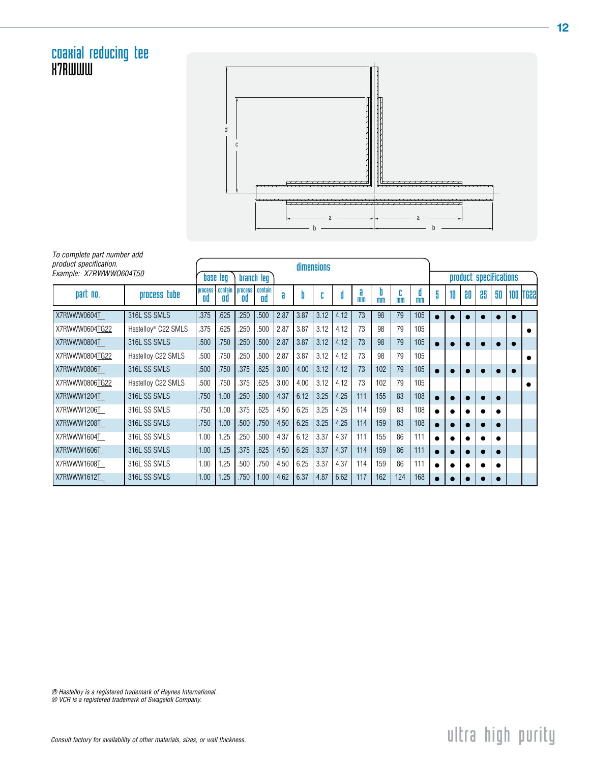# coaxial reducing tee

## X7RWWW

To complete part number add product specification.
Example: X7RWWW0604T50

| part no. | process tube | base leg | | branch leg | | dimensions | | | | | | | | product specifications | | | | | | |
|---|---|---|---|---|---|---|---|---|---|---|---|---|---|---|---|---|---|---|---|---|
| | | process od | contain od | process od | contain od | a | b | c | d | a mm | b mm | c mm | d mm | 5 | 10 | 20 | 25 | 50 | 100 | TG22 |
| X7RWWW0604T_ | 316L SS SMLS | .375 | .625 | .250 | .500 | 2.87 | 3.87 | 3.12 | 4.12 | 73 | 98 | 79 | 105 | ● | ● | ● | ● | ● | ● | |
| X7RWWW0604TG22 | Hastelloy® C22 SMLS | .375 | .625 | .250 | .500 | 2.87 | 3.87 | 3.12 | 4.12 | 73 | 98 | 79 | 105 | | | | | | | ● |
| X7RWWW0804T_ | 316L SS SMLS | .500 | .750 | .250 | .500 | 2.87 | 3.87 | 3.12 | 4.12 | 73 | 98 | 79 | 105 | ● | ● | ● | ● | ● | ● | |
| X7RWWW0804TG22 | Hastelloy C22 SMLS | .500 | .750 | .250 | .500 | 2.87 | 3.87 | 3.12 | 4.12 | 73 | 98 | 79 | 105 | | | | | | | ● |
| X7RWWW0806T_ | 316L SS SMLS | .500 | .750 | .375 | .625 | 3.00 | 4.00 | 3.12 | 4.12 | 73 | 102 | 79 | 105 | ● | ● | ● | ● | ● | ● | |
| X7RWWW0806TG22 | Hastelloy C22 SMLS | .500 | .750 | .375 | .625 | 3.00 | 4.00 | 3.12 | 4.12 | 73 | 102 | 79 | 105 | | | | | | | ● |
| X7RWWW1204T_ | 316L SS SMLS | .750 | 1.00 | .250 | .500 | 4.37 | 6.12 | 3.25 | 4.25 | 111 | 155 | 83 | 108 | ● | ● | ● | ● | ● | | |
| X7RWWW1206T_ | 316L SS SMLS | .750 | 1.00 | .375 | .625 | 4.50 | 6.25 | 3.25 | 4.25 | 114 | 159 | 83 | 108 | ● | ● | ● | ● | ● | | |
| X7RWWW1208T_ | 316L SS SMLS | .750 | 1.00 | .500 | .750 | 4.50 | 6.25 | 3.25 | 4.25 | 114 | 159 | 83 | 108 | ● | ● | ● | ● | ● | | |
| X7RWWW1604T_ | 316L SS SMLS | 1.00 | 1.25 | .250 | .500 | 4.37 | 6.12 | 3.37 | 4.37 | 111 | 155 | 86 | 111 | ● | ● | ● | ● | ● | | |
| X7RWWW1606T_ | 316L SS SMLS | 1.00 | 1.25 | .375 | .625 | 4.50 | 6.25 | 3.37 | 4.37 | 114 | 159 | 86 | 111 | ● | ● | ● | ● | ● | | |
| X7RWWW1608T_ | 316L SS SMLS | 1.00 | 1.25 | .500 | .750 | 4.50 | 6.25 | 3.37 | 4.37 | 114 | 159 | 86 | 111 | ● | ● | ● | ● | ● | | |
| X7RWWW1612T_ | 316L SS SMLS | 1.00 | 1.25 | .750 | 1.00 | 4.62 | 6.37 | 4.87 | 6.62 | 117 | 162 | 124 | 168 | ● | ● | ● | ● | ● | | |

® Hastelloy is a registered trademark of Haynes International.
® VCR is a registered trademark of Swagelok Company.

Consult factory for availability of other materials, sizes, or wall thickness.

ultra high purity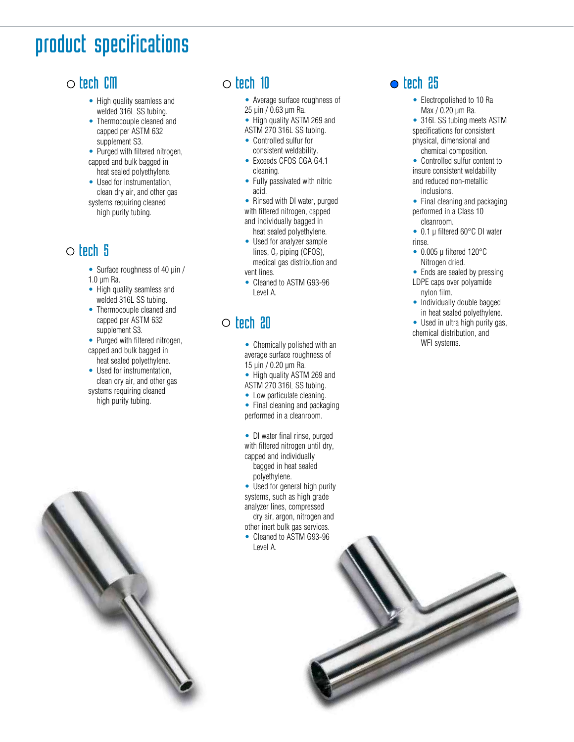# product specifications

## tech CM

- High quality seamless and welded 316L SS tubing.
- Thermocouple cleaned and capped per ASTM 632 supplement S3.
- Purged with filtered nitrogen, capped and bulk bagged in heat sealed polyethylene.
- Used for instrumentation, clean dry air, and other gas systems requiring cleaned high purity tubing.

## tech 5

- Surface roughness of 40 µin / 1.0 µm Ra.
- High quality seamless and welded 316L SS tubing.
- Thermocouple cleaned and capped per ASTM 632 supplement S3.
- Purged with filtered nitrogen, capped and bulk bagged in heat sealed polyethylene.
- Used for instrumentation, clean dry air, and other gas systems requiring cleaned high purity tubing.

## tech 10

- Average surface roughness of 25 µin / 0.63 µm Ra.
- High quality ASTM 269 and ASTM 270 316L SS tubing.
- Controlled sulfur for consistent weldability.
- Exceeds CFOS CGA G4.1 cleaning.
- Fully passivated with nitric acid.
- Rinsed with DI water, purged with filtered nitrogen, capped and individually bagged in heat sealed polyethylene.
- Used for analyzer sample lines, $O_2$ piping (CFOS), medical gas distribution and vent lines.
- Cleaned to ASTM G93-96 Level A.

## tech 20

- Chemically polished with an average surface roughness of 15 µin / 0.20 µm Ra.
- High quality ASTM 269 and ASTM 270 316L SS tubing.
- Low particulate cleaning.
- Final cleaning and packaging performed in a cleanroom.
- DI water final rinse, purged with filtered nitrogen until dry, capped and individually bagged in heat sealed polyethylene.
- Used for general high purity systems, such as high grade analyzer lines, compressed dry air, argon, nitrogen and other inert bulk gas services.
- Cleaned to ASTM G93-96 Level A.

## tech 25

- Electropolished to 10 Ra Max / 0.20 µm Ra.
- 316L SS tubing meets ASTM specifications for consistent physical, dimensional and chemical composition.
- Controlled sulfur content to insure consistent weldability and reduced non-metallic inclusions.
- Final cleaning and packaging performed in a Class 10 cleanroom.
- 0.1 µ filtered 60°C DI water rinse.
- 0.005 µ filtered 120°C Nitrogen dried.
- Ends are sealed by pressing LDPE caps over polyamide nylon film.
- Individually double bagged in heat sealed polyethylene.
- Used in ultra high purity gas, chemical distribution, and WFI systems.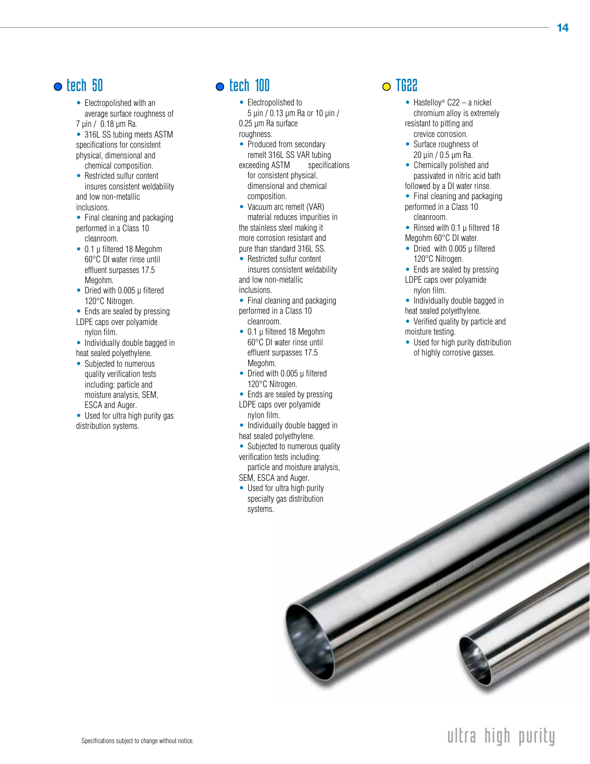## tech 50

- Electropolished with an average surface roughness of 7 µin / 0.18 µm Ra.
- 316L SS tubing meets ASTM specifications for consistent physical, dimensional and chemical composition.
- Restricted sulfur content insures consistent weldability and low non-metallic inclusions.
- Final cleaning and packaging performed in a Class 10 cleanroom.
- 0.1 µ filtered 18 Megohm 60°C DI water rinse until effluent surpasses 17.5 Megohm.
- Dried with 0.005 µ filtered 120°C Nitrogen.
- Ends are sealed by pressing LDPE caps over polyamide nylon film.
- Individually double bagged in heat sealed polyethylene.
- Subjected to numerous quality verification tests including: particle and moisture analysis, SEM, ESCA and Auger.
- Used for ultra high purity gas distribution systems.

## tech 100

- Electropolished to 5 µin / 0.13 µm Ra or 10 µin / 0.25 µm Ra surface roughness.
- Produced from secondary remelt 316L SS VAR tubing exceeding ASTM specifications for consistent physical, dimensional and chemical composition.
- Vacuum arc remelt (VAR) material reduces impurities in the stainless steel making it more corrosion resistant and pure than standard 316L SS.
- Restricted sulfur content insures consistent weldability and low non-metallic inclusions.
- Final cleaning and packaging performed in a Class 10 cleanroom.
- 0.1 µ filtered 18 Megohm 60°C DI water rinse until effluent surpasses 17.5 Megohm.
- Dried with 0.005 µ filtered 120°C Nitrogen.
- Ends are sealed by pressing LDPE caps over polyamide nylon film.
- Individually double bagged in heat sealed polyethylene.
- Subjected to numerous quality verification tests including: particle and moisture analysis, SEM, ESCA and Auger.
- Used for ultra high purity specialty gas distribution systems.

## TG22

- Hastelloy® C22 – a nickel chromium alloy is extremely resistant to pitting and crevice corrosion.
- Surface roughness of 20 µin / 0.5 µm Ra.
- Chemically polished and passivated in nitric acid bath followed by a DI water rinse.
- Final cleaning and packaging performed in a Class 10 cleanroom.
- Rinsed with 0.1 µ filtered 18 Megohm 60°C DI water.
- Dried with 0.005 µ filtered 120°C Nitrogen.
- Ends are sealed by pressing LDPE caps over polyamide nylon film.
- Individually double bagged in heat sealed polyethylene.
- Verified quality by particle and moisture testing.
- Used for high purity distribution of highly corrosive gasses.

Specifications subject to change without notice.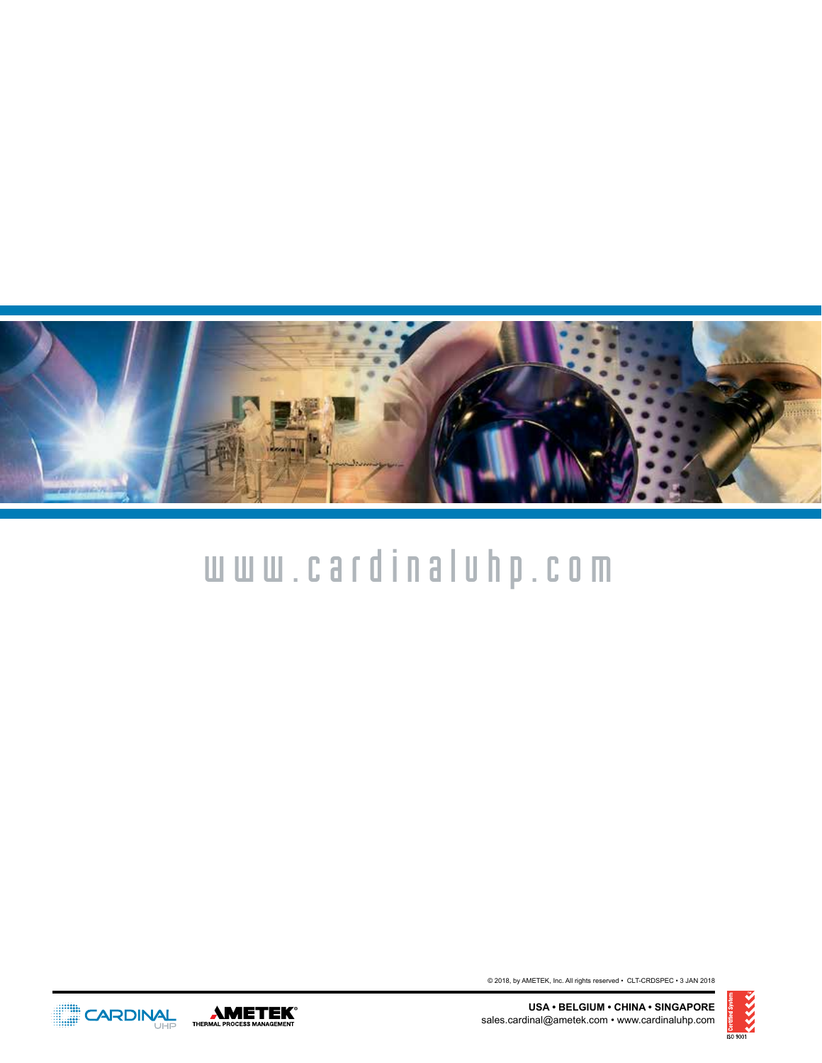www.cardinaluhp.com

© 2018, by AMETEK, Inc. All rights reserved • CLT-CRDSPEC • 3 JAN 2018

CARDINAL UHP

AMETEK® THERMAL PROCESS MANAGEMENT

**USA • BELGIUM • CHINA • SINGAPORE**

sales.cardinal@ametek.com • www.cardinaluhp.com

Certified System ISO 9001